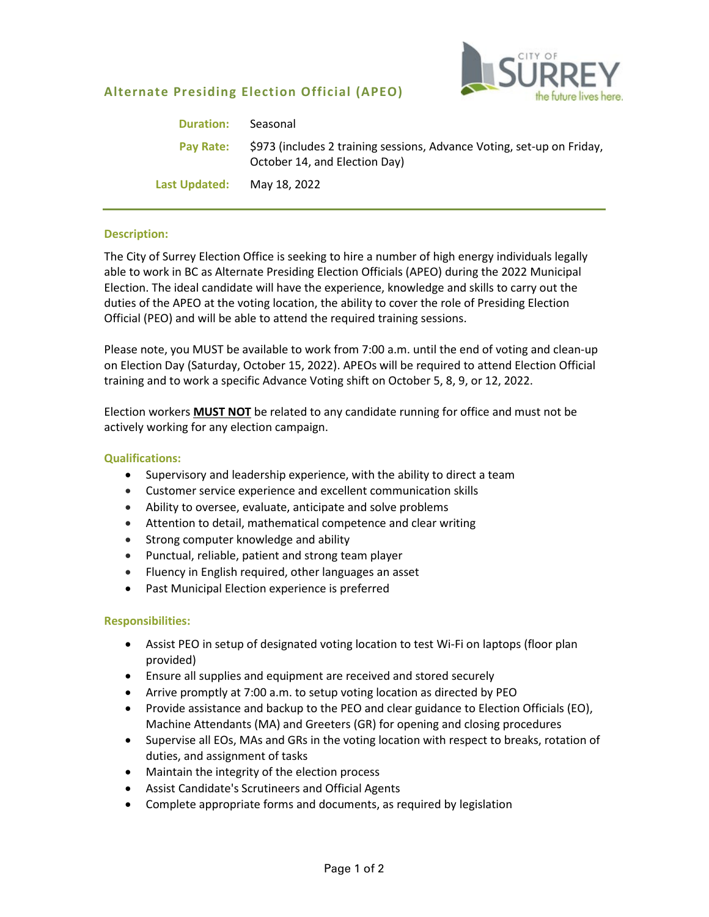## Alternate Presiding Election Official (APEO)

| | |
|---|---|
| **Duration:** | Seasonal |
| **Pay Rate:** | $973 (includes 2 training sessions, Advance Voting, set-up on Friday, October 14, and Election Day) |
| **Last Updated:** | May 18, 2022 |

---

### Description:

The City of Surrey Election Office is seeking to hire a number of high energy individuals legally able to work in BC as Alternate Presiding Election Officials (APEO) during the 2022 Municipal Election. The ideal candidate will have the experience, knowledge and skills to carry out the duties of the APEO at the voting location, the ability to cover the role of Presiding Election Official (PEO) and will be able to attend the required training sessions.

Please note, you MUST be available to work from 7:00 a.m. until the end of voting and clean-up on Election Day (Saturday, October 15, 2022). APEOs will be required to attend Election Official training and to work a specific Advance Voting shift on October 5, 8, 9, or 12, 2022.

Election workers **MUST NOT** be related to any candidate running for office and must not be actively working for any election campaign.

### Qualifications:

- Supervisory and leadership experience, with the ability to direct a team
- Customer service experience and excellent communication skills
- Ability to oversee, evaluate, anticipate and solve problems
- Attention to detail, mathematical competence and clear writing
- Strong computer knowledge and ability
- Punctual, reliable, patient and strong team player
- Fluency in English required, other languages an asset
- Past Municipal Election experience is preferred

### Responsibilities:

- Assist PEO in setup of designated voting location to test Wi-Fi on laptops (floor plan provided)
- Ensure all supplies and equipment are received and stored securely
- Arrive promptly at 7:00 a.m. to setup voting location as directed by PEO
- Provide assistance and backup to the PEO and clear guidance to Election Officials (EO), Machine Attendants (MA) and Greeters (GR) for opening and closing procedures
- Supervise all EOs, MAs and GRs in the voting location with respect to breaks, rotation of duties, and assignment of tasks
- Maintain the integrity of the election process
- Assist Candidate's Scrutineers and Official Agents
- Complete appropriate forms and documents, as required by legislation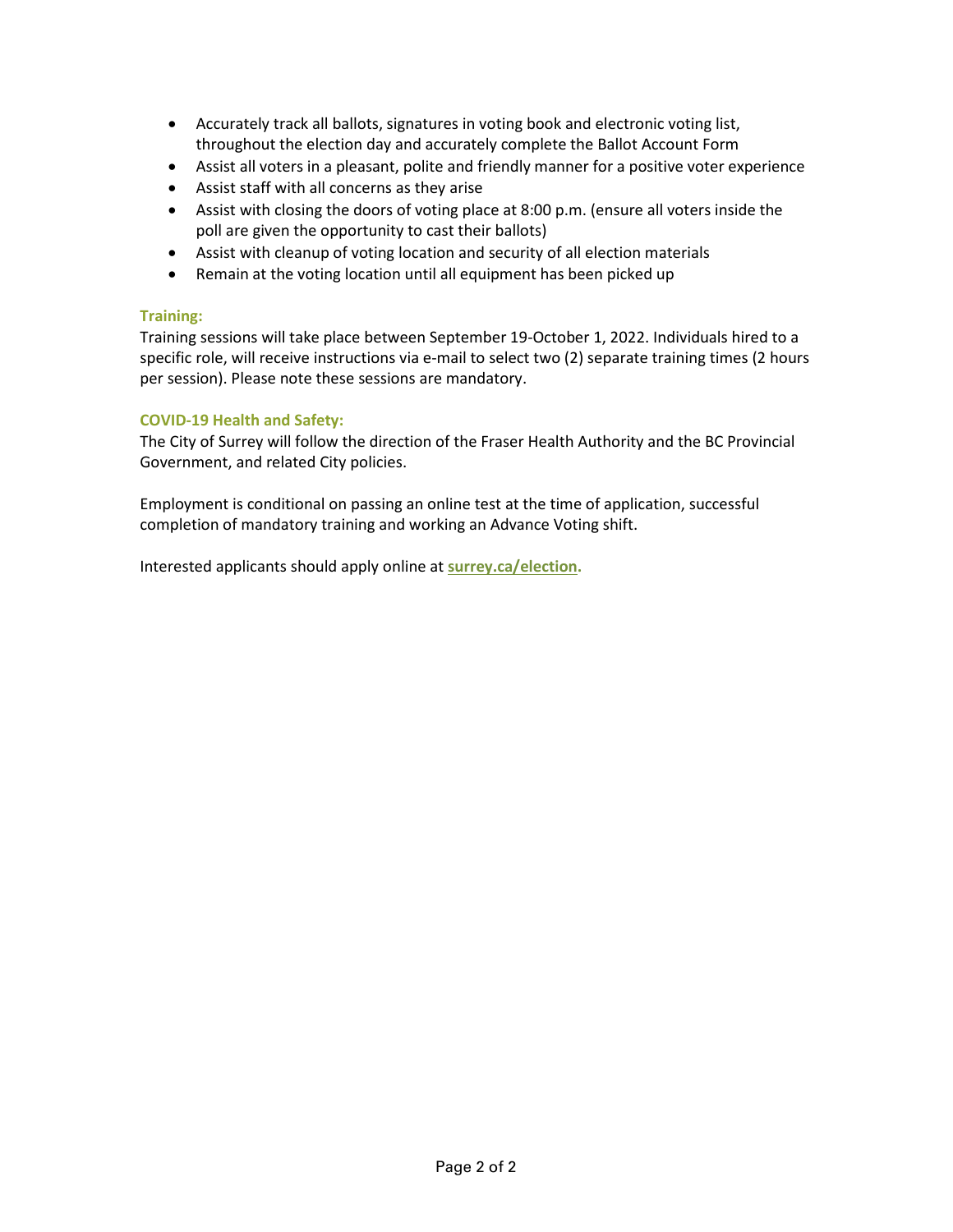- Accurately track all ballots, signatures in voting book and electronic voting list, throughout the election day and accurately complete the Ballot Account Form
- Assist all voters in a pleasant, polite and friendly manner for a positive voter experience
- Assist staff with all concerns as they arise
- Assist with closing the doors of voting place at 8:00 p.m. (ensure all voters inside the poll are given the opportunity to cast their ballots)
- Assist with cleanup of voting location and security of all election materials
- Remain at the voting location until all equipment has been picked up

**Training:**

Training sessions will take place between September 19-October 1, 2022. Individuals hired to a specific role, will receive instructions via e-mail to select two (2) separate training times (2 hours per session). Please note these sessions are mandatory.

**COVID-19 Health and Safety:**

The City of Surrey will follow the direction of the Fraser Health Authority and the BC Provincial Government, and related City policies.

Employment is conditional on passing an online test at the time of application, successful completion of mandatory training and working an Advance Voting shift.

Interested applicants should apply online at **surrey.ca/election.**